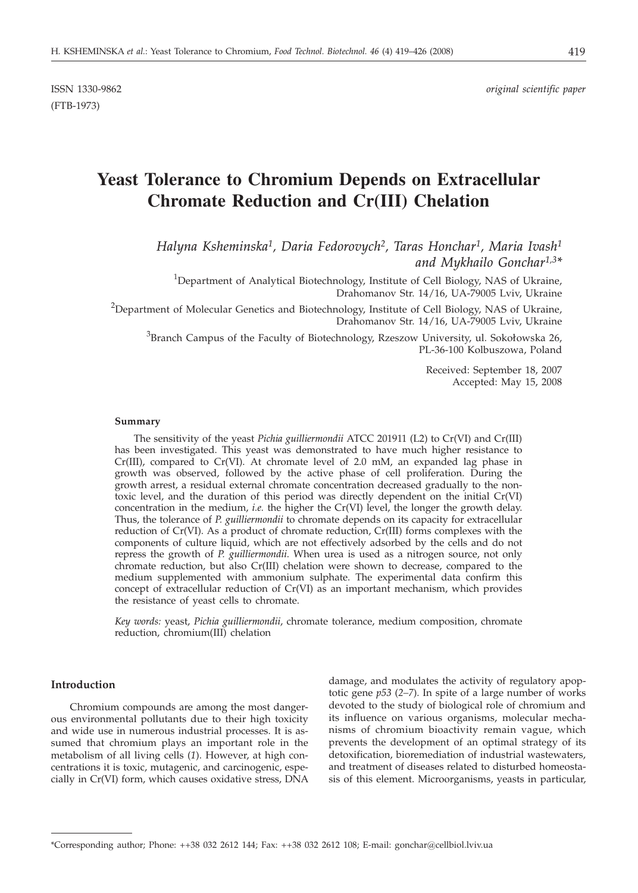ISSN 1330-9862 *original scientific paper*
(FTB-1973)

# Yeast Tolerance to Chromium Depends on Extracellular Chromate Reduction and Cr(III) Chelation

*Halyna Ksheminska[1], Daria Fedorovych[2], Taras Honchar[1], Maria Ivash[1] and Mykhailo Gonchar[1,3]\**

[1]Department of Analytical Biotechnology, Institute of Cell Biology, NAS of Ukraine, Drahomanov Str. 14/16, UA-79005 Lviv, Ukraine

[2]Department of Molecular Genetics and Biotechnology, Institute of Cell Biology, NAS of Ukraine, Drahomanov Str. 14/16, UA-79005 Lviv, Ukraine

[3]Branch Campus of the Faculty of Biotechnology, Rzeszow University, ul. Sokołowska 26, PL-36-100 Kolbuszowa, Poland

Received: September 18, 2007
Accepted: May 15, 2008

### Summary

The sensitivity of the yeast *Pichia guilliermondii* ATCC 201911 (L2) to Cr(VI) and Cr(III) has been investigated. This yeast was demonstrated to have much higher resistance to Cr(III), compared to Cr(VI). At chromate level of 2.0 mM, an expanded lag phase in growth was observed, followed by the active phase of cell proliferation. During the growth arrest, a residual external chromate concentration decreased gradually to the non-toxic level, and the duration of this period was directly dependent on the initial Cr(VI) concentration in the medium, *i.e.* the higher the Cr(VI) level, the longer the growth delay. Thus, the tolerance of *P. guilliermondii* to chromate depends on its capacity for extracellular reduction of Cr(VI). As a product of chromate reduction, Cr(III) forms complexes with the components of culture liquid, which are not effectively adsorbed by the cells and do not repress the growth of *P. guilliermondii*. When urea is used as a nitrogen source, not only chromate reduction, but also Cr(III) chelation were shown to decrease, compared to the medium supplemented with ammonium sulphate. The experimental data confirm this concept of extracellular reduction of Cr(VI) as an important mechanism, which provides the resistance of yeast cells to chromate.

*Key words:* yeast, *Pichia guilliermondii*, chromate tolerance, medium composition, chromate reduction, chromium(III) chelation

### Introduction

Chromium compounds are among the most dangerous environmental pollutants due to their high toxicity and wide use in numerous industrial processes. It is assumed that chromium plays an important role in the metabolism of all living cells (*1*). However, at high concentrations it is toxic, mutagenic, and carcinogenic, especially in Cr(VI) form, which causes oxidative stress, DNA damage, and modulates the activity of regulatory apoptotic gene *p53* (*2–7*). In spite of a large number of works devoted to the study of biological role of chromium and its influence on various organisms, molecular mechanisms of chromium bioactivity remain vague, which prevents the development of an optimal strategy of its detoxification, bioremediation of industrial wastewaters, and treatment of diseases related to disturbed homeostasis of this element. Microorganisms, yeasts in particular,

\*Corresponding author; Phone: ++38 032 2612 144; Fax: ++38 032 2612 108; E-mail: gonchar@cellbiol.lviv.ua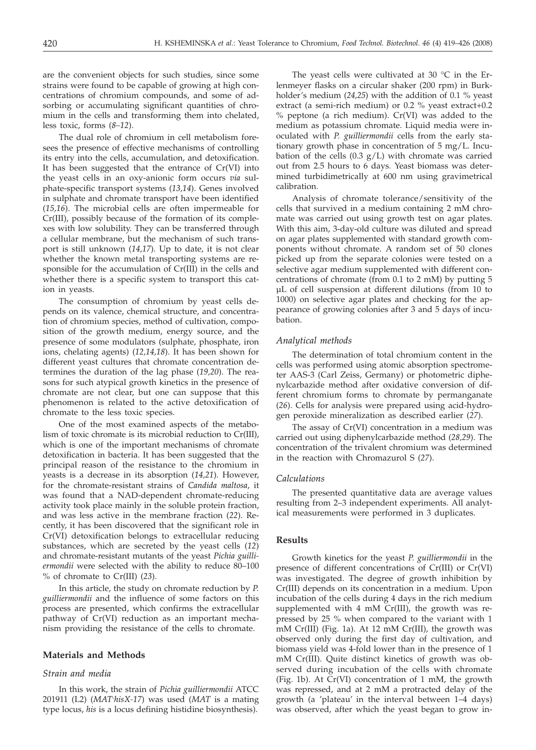are the convenient objects for such studies, since some strains were found to be capable of growing at high concentrations of chromium compounds, and some of adsorbing or accumulating significant quantities of chromium in the cells and transforming them into chelated, less toxic, forms (*8–12*).

The dual role of chromium in cell metabolism foresees the presence of effective mechanisms of controlling its entry into the cells, accumulation, and detoxification. It has been suggested that the entrance of Cr(VI) into the yeast cells in an oxy-anionic form occurs *via* sulphate-specific transport systems (*13,14*). Genes involved in sulphate and chromate transport have been identified (*15,16*). The microbial cells are often impermeable for Cr(III), possibly because of the formation of its complexes with low solubility. They can be transferred through a cellular membrane, but the mechanism of such transport is still unknown (*14,17*). Up to date, it is not clear whether the known metal transporting systems are responsible for the accumulation of Cr(III) in the cells and whether there is a specific system to transport this cation in yeasts.

The consumption of chromium by yeast cells depends on its valence, chemical structure, and concentration of chromium species, method of cultivation, composition of the growth medium, energy source, and the presence of some modulators (sulphate, phosphate, iron ions, chelating agents) (*12,14,18*). It has been shown for different yeast cultures that chromate concentration determines the duration of the lag phase (*19,20*). The reasons for such atypical growth kinetics in the presence of chromate are not clear, but one can suppose that this phenomenon is related to the active detoxification of chromate to the less toxic species.

One of the most examined aspects of the metabolism of toxic chromate is its microbial reduction to Cr(III), which is one of the important mechanisms of chromate detoxification in bacteria. It has been suggested that the principal reason of the resistance to the chromium in yeasts is a decrease in its absorption (*14,21*). However, for the chromate-resistant strains of *Candida maltosa*, it was found that a NAD-dependent chromate-reducing activity took place mainly in the soluble protein fraction, and was less active in the membrane fraction (*22*). Recently, it has been discovered that the significant role in Cr(VI) detoxification belongs to extracellular reducing substances, which are secreted by the yeast cells (*12*) and chromate-resistant mutants of the yeast *Pichia guilliermondii* were selected with the ability to reduce 80–100 % of chromate to Cr(III) (*23*).

In this article, the study on chromate reduction by *P. guilliermondii* and the influence of some factors on this process are presented, which confirms the extracellular pathway of Cr(VI) reduction as an important mechanism providing the resistance of the cells to chromate.

## Materials and Methods

### *Strain and media*

In this work, the strain of *Pichia guilliermondii* ATCC 201911 (L2) (*MAT*$^{-}$*hisX-17*) was used (*MAT* is a mating type locus, *his* is a locus defining histidine biosynthesis).

The yeast cells were cultivated at 30 °C in the Erlenmeyer flasks on a circular shaker (200 rpm) in Burkholder's medium (*24,25*) with the addition of 0.1 % yeast extract (a semi-rich medium) or 0.2 % yeast extract+0.2 % peptone (a rich medium). Cr(VI) was added to the medium as potassium chromate. Liquid media were inoculated with *P. guilliermondii* cells from the early stationary growth phase in concentration of 5 mg/L. Incubation of the cells (0.3 g/L) with chromate was carried out from 2.5 hours to 6 days. Yeast biomass was determined turbidimetrically at 600 nm using gravimetrical calibration.

Analysis of chromate tolerance/sensitivity of the cells that survived in a medium containing 2 mM chromate was carried out using growth test on agar plates. With this aim, 3-day-old culture was diluted and spread on agar plates supplemented with standard growth components without chromate. A random set of 50 clones picked up from the separate colonies were tested on a selective agar medium supplemented with different concentrations of chromate (from 0.1 to 2 mM) by putting 5 µL of cell suspension at different dilutions (from 10 to 1000) on selective agar plates and checking for the appearance of growing colonies after 3 and 5 days of incubation.

### *Analytical methods*

The determination of total chromium content in the cells was performed using atomic absorption spectrometer AAS-3 (Carl Zeiss, Germany) or photometric diphenylcarbazide method after oxidative conversion of different chromium forms to chromate by permanganate (*26*). Cells for analysis were prepared using acid-hydrogen peroxide mineralization as described earlier (*27*).

The assay of Cr(VI) concentration in a medium was carried out using diphenylcarbazide method (*28,29*). The concentration of the trivalent chromium was determined in the reaction with Chromazurol S (*27*).

### *Calculations*

The presented quantitative data are average values resulting from 2–3 independent experiments. All analytical measurements were performed in 3 duplicates.

## Results

Growth kinetics for the yeast *P. guilliermondii* in the presence of different concentrations of Cr(III) or Cr(VI) was investigated. The degree of growth inhibition by Cr(III) depends on its concentration in a medium. Upon incubation of the cells during 4 days in the rich medium supplemented with 4 mM Cr(III), the growth was repressed by 25 % when compared to the variant with 1 mM Cr(III) (Fig. 1a). At 12 mM Cr(III), the growth was observed only during the first day of cultivation, and biomass yield was 4-fold lower than in the presence of 1 mM Cr(III). Quite distinct kinetics of growth was observed during incubation of the cells with chromate (Fig. 1b). At Cr(VI) concentration of 1 mM, the growth was repressed, and at 2 mM a protracted delay of the growth (a 'plateau' in the interval between 1–4 days) was observed, after which the yeast began to grow in-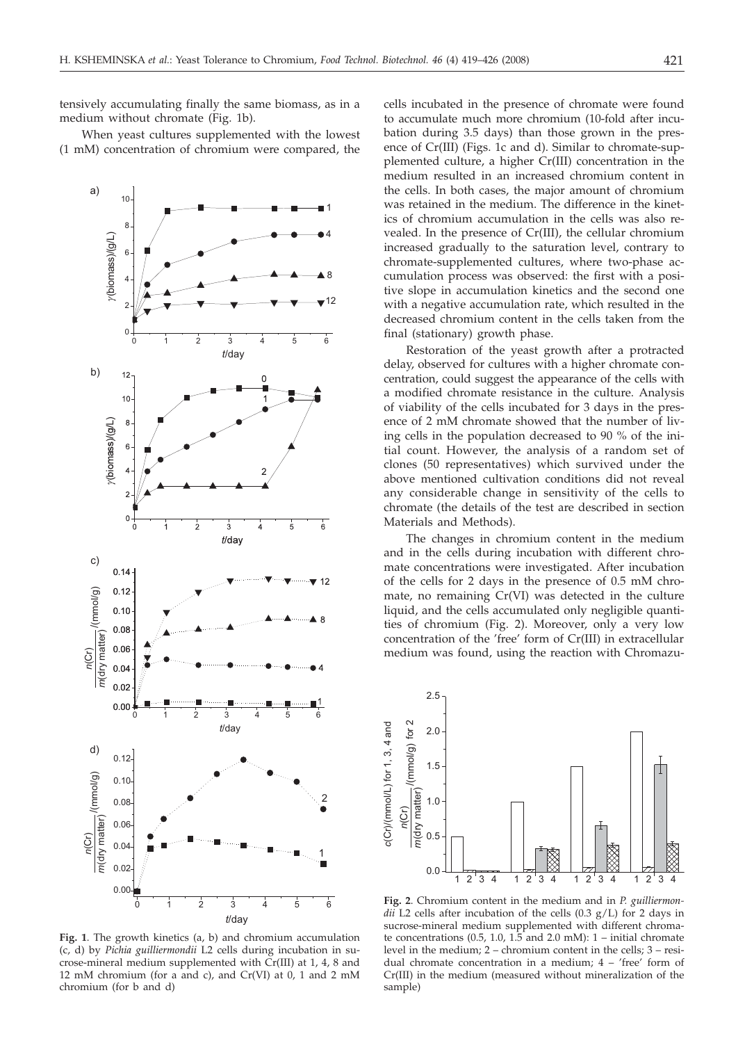tensively accumulating finally the same biomass, as in a medium without chromate (Fig. 1b).

When yeast cultures supplemented with the lowest (1 mM) concentration of chromium were compared, the cells incubated in the presence of chromate were found to accumulate much more chromium (10-fold after incubation during 3.5 days) than those grown in the presence of Cr(III) (Figs. 1c and d). Similar to chromate-supplemented culture, a higher Cr(III) concentration in the medium resulted in an increased chromium content in the cells. In both cases, the major amount of chromium was retained in the medium. The difference in the kinetics of chromium accumulation in the cells was also revealed. In the presence of Cr(III), the cellular chromium increased gradually to the saturation level, contrary to chromate-supplemented cultures, where two-phase accumulation process was observed: the first with a positive slope in accumulation kinetics and the second one with a negative accumulation rate, which resulted in the decreased chromium content in the cells taken from the final (stationary) growth phase.

Restoration of the yeast growth after a protracted delay, observed for cultures with a higher chromate concentration, could suggest the appearance of the cells with a modified chromate resistance in the culture. Analysis of viability of the cells incubated for 3 days in the presence of 2 mM chromate showed that the number of living cells in the population decreased to 90 % of the initial count. However, the analysis of a random set of clones (50 representatives) which survived under the above mentioned cultivation conditions did not reveal any considerable change in sensitivity of the cells to chromate (the details of the test are described in section Materials and Methods).

The changes in chromium content in the medium and in the cells during incubation with different chromate concentrations were investigated. After incubation of the cells for 2 days in the presence of 0.5 mM chromate, no remaining Cr(VI) was detected in the culture liquid, and the cells accumulated only negligible quantities of chromium (Fig. 2). Moreover, only a very low concentration of the 'free' form of Cr(III) in extracellular medium was found, using the reaction with Chromazu-

**Fig. 1**. The growth kinetics (a, b) and chromium accumulation (c, d) by *Pichia guilliermondii* L2 cells during incubation in sucrose-mineral medium supplemented with Cr(III) at 1, 4, 8 and 12 mM chromium (for a and c), and Cr(VI) at 0, 1 and 2 mM chromium (for b and d)

**Fig. 2**. Chromium content in the medium and in *P. guilliermondii* L2 cells after incubation of the cells (0.3 g/L) for 2 days in sucrose-mineral medium supplemented with different chromate concentrations (0.5, 1.0, 1.5 and 2.0 mM): 1 – initial chromate level in the medium; 2 – chromium content in the cells; 3 – residual chromate concentration in a medium; 4 – 'free' form of Cr(III) in the medium (measured without mineralization of the sample)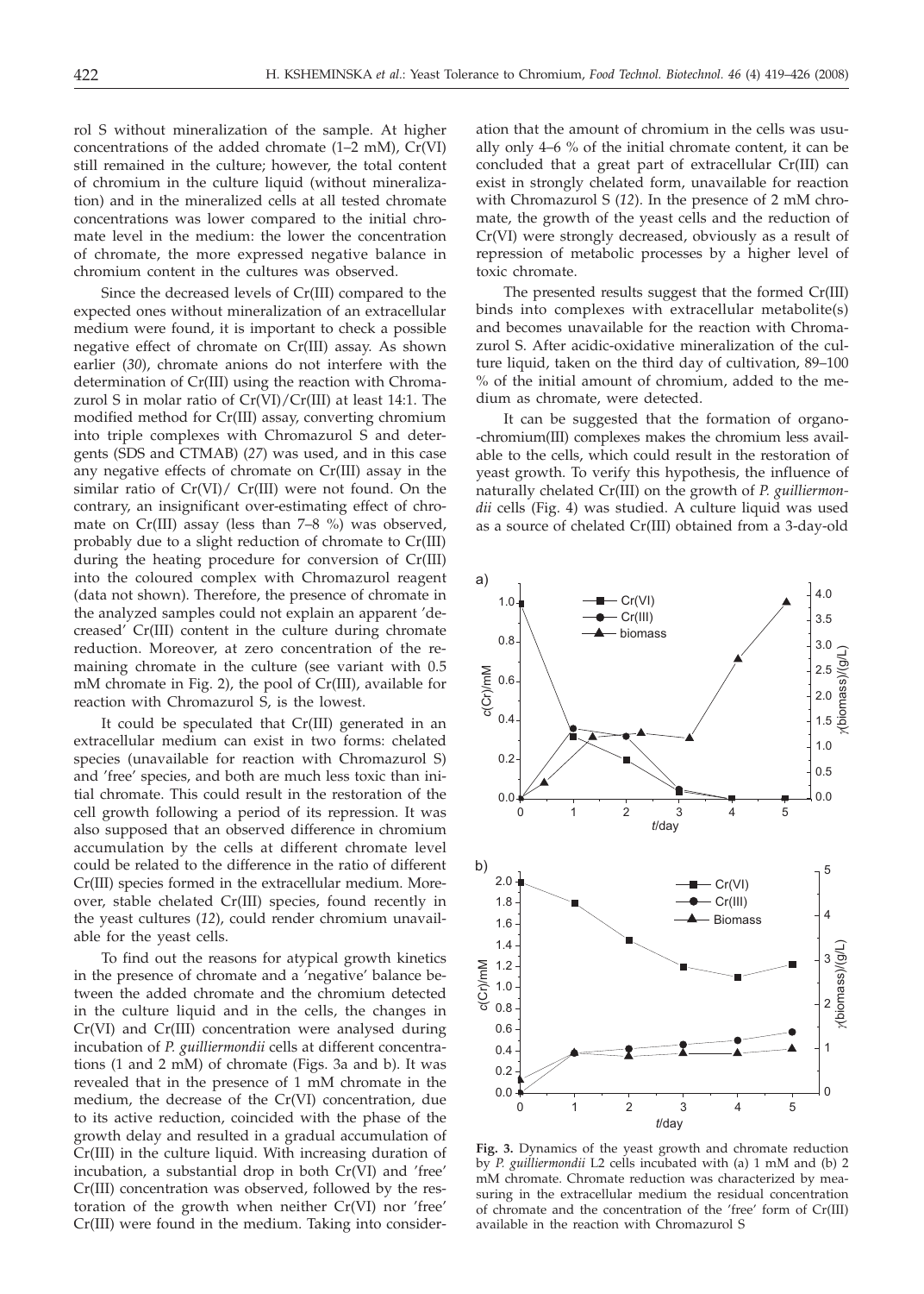rol S without mineralization of the sample. At higher concentrations of the added chromate (1–2 mM), Cr(VI) still remained in the culture; however, the total content of chromium in the culture liquid (without mineralization) and in the mineralized cells at all tested chromate concentrations was lower compared to the initial chromate level in the medium: the lower the concentration of chromate, the more expressed negative balance in chromium content in the cultures was observed.

Since the decreased levels of Cr(III) compared to the expected ones without mineralization of an extracellular medium were found, it is important to check a possible negative effect of chromate on Cr(III) assay. As shown earlier (*30*), chromate anions do not interfere with the determination of Cr(III) using the reaction with Chromazurol S in molar ratio of Cr(VI)/Cr(III) at least 14:1. The modified method for Cr(III) assay, converting chromium into triple complexes with Chromazurol S and detergents (SDS and CTMAB) (*27*) was used, and in this case any negative effects of chromate on Cr(III) assay in the similar ratio of Cr(VI)/ Cr(III) were not found. On the contrary, an insignificant over-estimating effect of chromate on Cr(III) assay (less than 7–8 %) was observed, probably due to a slight reduction of chromate to Cr(III) during the heating procedure for conversion of Cr(III) into the coloured complex with Chromazurol reagent (data not shown). Therefore, the presence of chromate in the analyzed samples could not explain an apparent 'decreased' Cr(III) content in the culture during chromate reduction. Moreover, at zero concentration of the remaining chromate in the culture (see variant with 0.5 mM chromate in Fig. 2), the pool of Cr(III), available for reaction with Chromazurol S, is the lowest.

It could be speculated that Cr(III) generated in an extracellular medium can exist in two forms: chelated species (unavailable for reaction with Chromazurol S) and 'free' species, and both are much less toxic than initial chromate. This could result in the restoration of the cell growth following a period of its repression. It was also supposed that an observed difference in chromium accumulation by the cells at different chromate level could be related to the difference in the ratio of different Cr(III) species formed in the extracellular medium. Moreover, stable chelated Cr(III) species, found recently in the yeast cultures (*12*), could render chromium unavailable for the yeast cells.

To find out the reasons for atypical growth kinetics in the presence of chromate and a 'negative' balance between the added chromate and the chromium detected in the culture liquid and in the cells, the changes in Cr(VI) and Cr(III) concentration were analysed during incubation of *P. guilliermondii* cells at different concentrations (1 and 2 mM) of chromate (Figs. 3a and b). It was revealed that in the presence of 1 mM chromate in the medium, the decrease of the Cr(VI) concentration, due to its active reduction, coincided with the phase of the growth delay and resulted in a gradual accumulation of Cr(III) in the culture liquid. With increasing duration of incubation, a substantial drop in both Cr(VI) and 'free' Cr(III) concentration was observed, followed by the restoration of the growth when neither Cr(VI) nor 'free' Cr(III) were found in the medium. Taking into consideration that the amount of chromium in the cells was usually only 4–6 % of the initial chromate content, it can be concluded that a great part of extracellular Cr(III) can exist in strongly chelated form, unavailable for reaction with Chromazurol S (*12*). In the presence of 2 mM chromate, the growth of the yeast cells and the reduction of Cr(VI) were strongly decreased, obviously as a result of repression of metabolic processes by a higher level of toxic chromate.

The presented results suggest that the formed Cr(III) binds into complexes with extracellular metabolite(s) and becomes unavailable for the reaction with Chromazurol S. After acidic-oxidative mineralization of the culture liquid, taken on the third day of cultivation, 89–100 % of the initial amount of chromium, added to the medium as chromate, were detected.

It can be suggested that the formation of organo-chromium(III) complexes makes the chromium less available to the cells, which could result in the restoration of yeast growth. To verify this hypothesis, the influence of naturally chelated Cr(III) on the growth of *P. guilliermondii* cells (Fig. 4) was studied. A culture liquid was used as a source of chelated Cr(III) obtained from a 3-day-old

**Fig. 3.** Dynamics of the yeast growth and chromate reduction by *P. guilliermondii* L2 cells incubated with (a) 1 mM and (b) 2 mM chromate. Chromate reduction was characterized by measuring in the extracellular medium the residual concentration of chromate and the concentration of the 'free' form of Cr(III) available in the reaction with Chromazurol S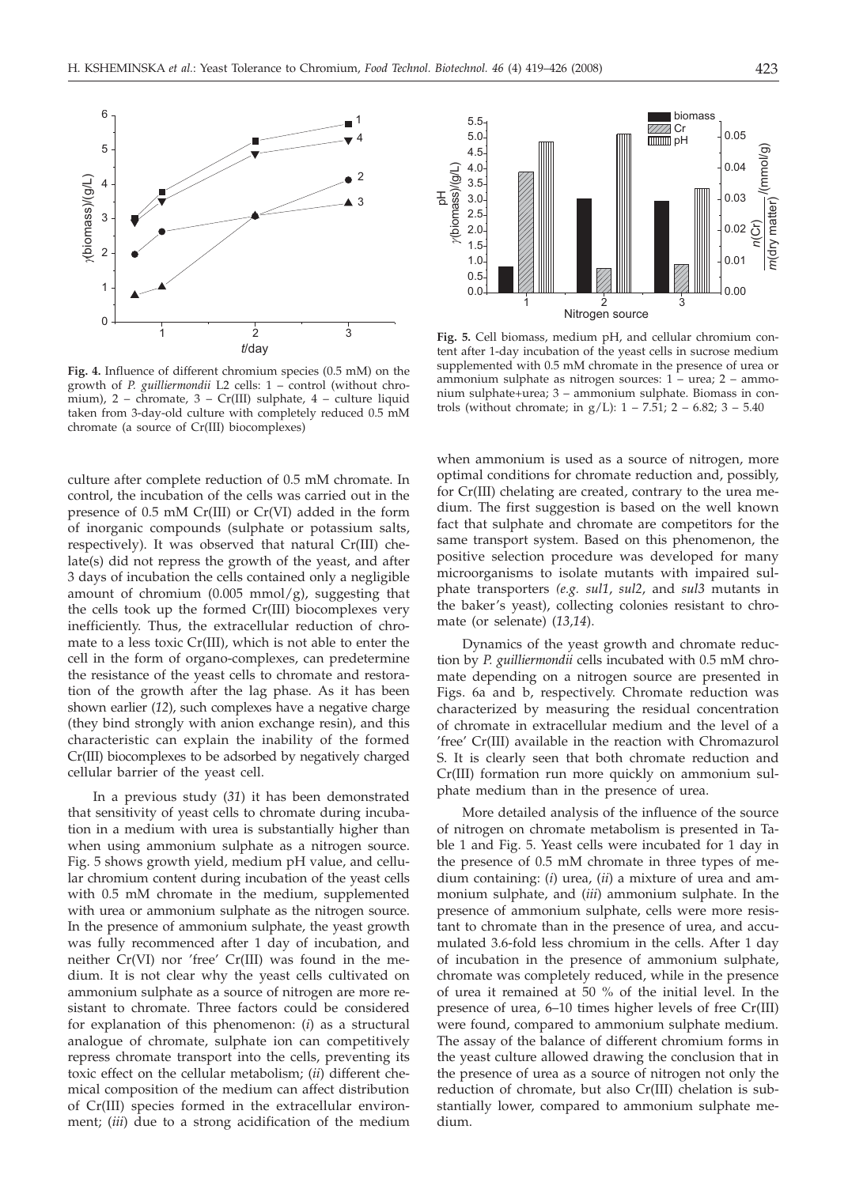**Fig. 4.** Influence of different chromium species (0.5 mM) on the growth of *P. guilliermondii* L2 cells: 1 – control (without chromium), 2 – chromate, 3 – Cr(III) sulphate, 4 – culture liquid taken from 3-day-old culture with completely reduced 0.5 mM chromate (a source of Cr(III) biocomplexes)

**Fig. 5.** Cell biomass, medium pH, and cellular chromium content after 1-day incubation of the yeast cells in sucrose medium supplemented with 0.5 mM chromate in the presence of urea or ammonium sulphate as nitrogen sources: 1 – urea; 2 – ammonium sulphate+urea; 3 – ammonium sulphate. Biomass in controls (without chromate; in g/L): 1 – 7.51; 2 – 6.82; 3 – 5.40

culture after complete reduction of 0.5 mM chromate. In control, the incubation of the cells was carried out in the presence of 0.5 mM Cr(III) or Cr(VI) added in the form of inorganic compounds (sulphate or potassium salts, respectively). It was observed that natural Cr(III) chelate(s) did not repress the growth of the yeast, and after 3 days of incubation the cells contained only a negligible amount of chromium (0.005 mmol/g), suggesting that the cells took up the formed Cr(III) biocomplexes very inefficiently. Thus, the extracellular reduction of chromate to a less toxic Cr(III), which is not able to enter the cell in the form of organo-complexes, can predetermine the resistance of the yeast cells to chromate and restoration of the growth after the lag phase. As it has been shown earlier (*12*), such complexes have a negative charge (they bind strongly with anion exchange resin), and this characteristic can explain the inability of the formed Cr(III) biocomplexes to be adsorbed by negatively charged cellular barrier of the yeast cell.

In a previous study (*31*) it has been demonstrated that sensitivity of yeast cells to chromate during incubation in a medium with urea is substantially higher than when using ammonium sulphate as a nitrogen source. Fig. 5 shows growth yield, medium pH value, and cellular chromium content during incubation of the yeast cells with 0.5 mM chromate in the medium, supplemented with urea or ammonium sulphate as the nitrogen source. In the presence of ammonium sulphate, the yeast growth was fully recommenced after 1 day of incubation, and neither Cr(VI) nor 'free' Cr(III) was found in the medium. It is not clear why the yeast cells cultivated on ammonium sulphate as a source of nitrogen are more resistant to chromate. Three factors could be considered for explanation of this phenomenon: (*i*) as a structural analogue of chromate, sulphate ion can competitively repress chromate transport into the cells, preventing its toxic effect on the cellular metabolism; (*ii*) different chemical composition of the medium can affect distribution of Cr(III) species formed in the extracellular environment; (*iii*) due to a strong acidification of the medium when ammonium is used as a source of nitrogen, more optimal conditions for chromate reduction and, possibly, for Cr(III) chelating are created, contrary to the urea medium. The first suggestion is based on the well known fact that sulphate and chromate are competitors for the same transport system. Based on this phenomenon, the positive selection procedure was developed for many microorganisms to isolate mutants with impaired sulphate transporters (*e.g. sul1*, *sul2*, and *sul3* mutants in the baker's yeast), collecting colonies resistant to chromate (or selenate) (*13*,*14*).

Dynamics of the yeast growth and chromate reduction by *P. guilliermondii* cells incubated with 0.5 mM chromate depending on a nitrogen source are presented in Figs. 6a and b, respectively. Chromate reduction was characterized by measuring the residual concentration of chromate in extracellular medium and the level of a 'free' Cr(III) available in the reaction with Chromazurol S. It is clearly seen that both chromate reduction and Cr(III) formation run more quickly on ammonium sulphate medium than in the presence of urea.

More detailed analysis of the influence of the source of nitrogen on chromate metabolism is presented in Table 1 and Fig. 5. Yeast cells were incubated for 1 day in the presence of 0.5 mM chromate in three types of medium containing: (*i*) urea, (*ii*) a mixture of urea and ammonium sulphate, and (*iii*) ammonium sulphate. In the presence of ammonium sulphate, cells were more resistant to chromate than in the presence of urea, and accumulated 3.6-fold less chromium in the cells. After 1 day of incubation in the presence of ammonium sulphate, chromate was completely reduced, while in the presence of urea it remained at 50 % of the initial level. In the presence of urea, 6–10 times higher levels of free Cr(III) were found, compared to ammonium sulphate medium. The assay of the balance of different chromium forms in the yeast culture allowed drawing the conclusion that in the presence of urea as a source of nitrogen not only the reduction of chromate, but also Cr(III) chelation is substantially lower, compared to ammonium sulphate medium.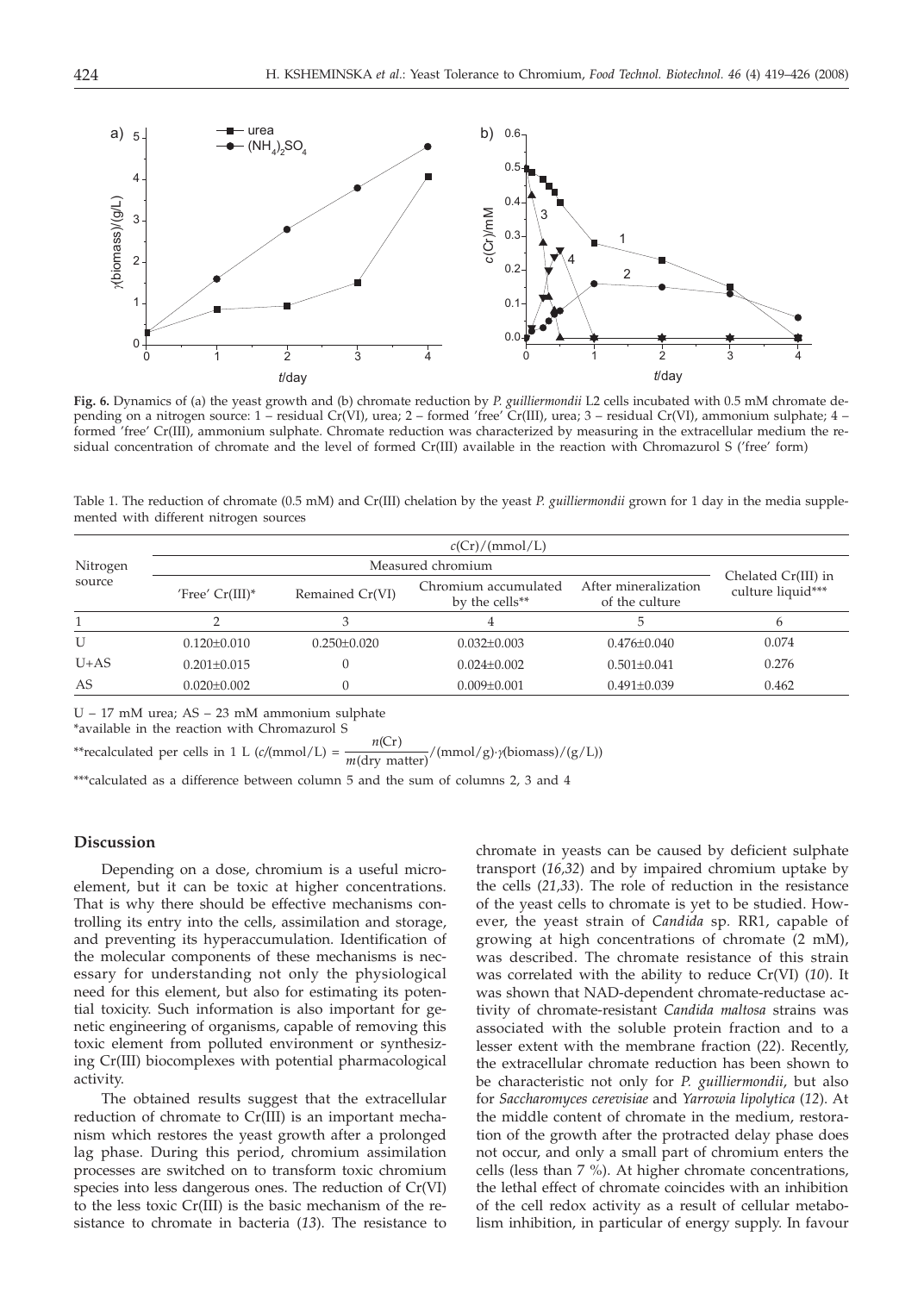**Fig. 6.** Dynamics of (a) the yeast growth and (b) chromate reduction by *P. guilliermondii* L2 cells incubated with 0.5 mM chromate depending on a nitrogen source: 1 – residual Cr(VI), urea; 2 – formed 'free' Cr(III), urea; 3 – residual Cr(VI), ammonium sulphate; 4 – formed 'free' Cr(III), ammonium sulphate. Chromate reduction was characterized by measuring in the extracellular medium the residual concentration of chromate and the level of formed Cr(III) available in the reaction with Chromazurol S ('free' form)

Table 1. The reduction of chromate (0.5 mM) and Cr(III) chelation by the yeast *P. guilliermondii* grown for 1 day in the media supplemented with different nitrogen sources

| Nitrogen source | $c$(Cr)/(mmol/L) | | | | |
|---|---|---|---|---|---|
| | Measured chromium | | | | Chelated Cr(III) in culture liquid*** |
| | 'Free' Cr(III)* | Remained Cr(VI) | Chromium accumulated by the cells** | After mineralization of the culture | |
| 1 | 2 | 3 | 4 | 5 | 6 |
| U | 0.120±0.010 | 0.250±0.020 | 0.032±0.003 | 0.476±0.040 | 0.074 |
| U+AS | 0.201±0.015 | 0 | 0.024±0.002 | 0.501±0.041 | 0.276 |
| AS | 0.020±0.002 | 0 | 0.009±0.001 | 0.491±0.039 | 0.462 |

U – 17 mM urea; AS – 23 mM ammonium sulphate

*available in the reaction with Chromazurol S

**recalculated per cells in 1 L ($c$/(mmol/L) = $\frac{n(\mathrm{Cr})}{m(\mathrm{dry\ matter})}$/(mmol/g)·$\gamma$(biomass)/(g/L))

***calculated as a difference between column 5 and the sum of columns 2, 3 and 4

## Discussion

Depending on a dose, chromium is a useful microelement, but it can be toxic at higher concentrations. That is why there should be effective mechanisms controlling its entry into the cells, assimilation and storage, and preventing its hyperaccumulation. Identification of the molecular components of these mechanisms is necessary for understanding not only the physiological need for this element, but also for estimating its potential toxicity. Such information is also important for genetic engineering of organisms, capable of removing this toxic element from polluted environment or synthesizing Cr(III) biocomplexes with potential pharmacological activity.

The obtained results suggest that the extracellular reduction of chromate to Cr(III) is an important mechanism which restores the yeast growth after a prolonged lag phase. During this period, chromium assimilation processes are switched on to transform toxic chromium species into less dangerous ones. The reduction of Cr(VI) to the less toxic Cr(III) is the basic mechanism of the resistance to chromate in bacteria (*13*). The resistance to chromate in yeasts can be caused by deficient sulphate transport (*16,32*) and by impaired chromium uptake by the cells (*21,33*). The role of reduction in the resistance of the yeast cells to chromate is yet to be studied. However, the yeast strain of *Candida* sp. RR1, capable of growing at high concentrations of chromate (2 mM), was described. The chromate resistance of this strain was correlated with the ability to reduce Cr(VI) (*10*). It was shown that NAD-dependent chromate-reductase activity of chromate-resistant *Candida maltosa* strains was associated with the soluble protein fraction and to a lesser extent with the membrane fraction (*22*). Recently, the extracellular chromate reduction has been shown to be characteristic not only for *P. guilliermondii*, but also for *Saccharomyces cerevisiae* and *Yarrowia lipolytica* (*12*). At the middle content of chromate in the medium, restoration of the growth after the protracted delay phase does not occur, and only a small part of chromium enters the cells (less than 7 %). At higher chromate concentrations, the lethal effect of chromate coincides with an inhibition of the cell redox activity as a result of cellular metabolism inhibition, in particular of energy supply. In favour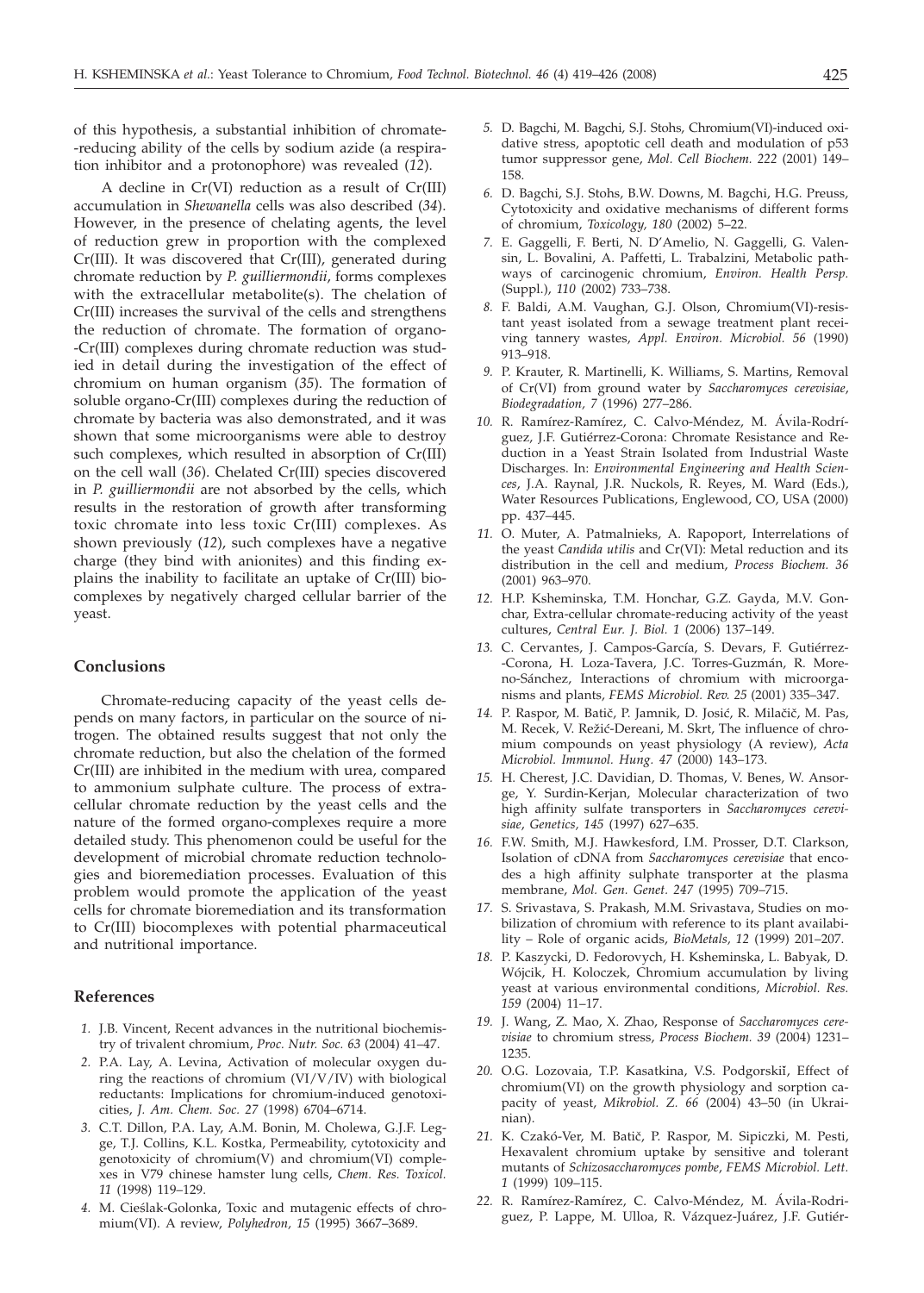of this hypothesis, a substantial inhibition of chromate-reducing ability of the cells by sodium azide (a respiration inhibitor and a protonophore) was revealed (*12*).

A decline in Cr(VI) reduction as a result of Cr(III) accumulation in *Shewanella* cells was also described (*34*). However, in the presence of chelating agents, the level of reduction grew in proportion with the complexed Cr(III). It was discovered that Cr(III), generated during chromate reduction by *P. guilliermondii*, forms complexes with the extracellular metabolite(s). The chelation of Cr(III) increases the survival of the cells and strengthens the reduction of chromate. The formation of organo-Cr(III) complexes during chromate reduction was studied in detail during the investigation of the effect of chromium on human organism (*35*). The formation of soluble organo-Cr(III) complexes during the reduction of chromate by bacteria was also demonstrated, and it was shown that some microorganisms were able to destroy such complexes, which resulted in absorption of Cr(III) on the cell wall (*36*). Chelated Cr(III) species discovered in *P. guilliermondii* are not absorbed by the cells, which results in the restoration of growth after transforming toxic chromate into less toxic Cr(III) complexes. As shown previously (*12*), such complexes have a negative charge (they bind with anionites) and this finding explains the inability to facilitate an uptake of Cr(III) biocomplexes by negatively charged cellular barrier of the yeast.

## Conclusions

Chromate-reducing capacity of the yeast cells depends on many factors, in particular on the source of nitrogen. The obtained results suggest that not only the chromate reduction, but also the chelation of the formed Cr(III) are inhibited in the medium with urea, compared to ammonium sulphate culture. The process of extracellular chromate reduction by the yeast cells and the nature of the formed organo-complexes require a more detailed study. This phenomenon could be useful for the development of microbial chromate reduction technologies and bioremediation processes. Evaluation of this problem would promote the application of the yeast cells for chromate bioremediation and its transformation to Cr(III) biocomplexes with potential pharmaceutical and nutritional importance.

## References

1. J.B. Vincent, Recent advances in the nutritional biochemistry of trivalent chromium, *Proc. Nutr. Soc. 63* (2004) 41–47.
2. P.A. Lay, A. Levina, Activation of molecular oxygen during the reactions of chromium (VI/V/IV) with biological reductants: Implications for chromium-induced genotoxicities, *J. Am. Chem. Soc. 27* (1998) 6704–6714.
3. C.T. Dillon, P.A. Lay, A.M. Bonin, M. Cholewa, G.J.F. Legge, T.J. Collins, K.L. Kostka, Permeability, cytotoxicity and genotoxicity of chromium(V) and chromium(VI) complexes in V79 chinese hamster lung cells, *Chem. Res. Toxicol. 11* (1998) 119–129.
4. M. Cieślak-Golonka, Toxic and mutagenic effects of chromium(VI). A review, *Polyhedron, 15* (1995) 3667–3689.
5. D. Bagchi, M. Bagchi, S.J. Stohs, Chromium(VI)-induced oxidative stress, apoptotic cell death and modulation of p53 tumor suppressor gene, *Mol. Cell Biochem. 222* (2001) 149–158.
6. D. Bagchi, S.J. Stohs, B.W. Downs, M. Bagchi, H.G. Preuss, Cytotoxicity and oxidative mechanisms of different forms of chromium, *Toxicology, 180* (2002) 5–22.
7. E. Gaggelli, F. Berti, N. D'Amelio, N. Gaggelli, G. Valensin, L. Bovalini, A. Paffetti, L. Trabalzini, Metabolic pathways of carcinogenic chromium, *Environ. Health Persp.* (Suppl.), *110* (2002) 733–738.
8. F. Baldi, A.M. Vaughan, G.J. Olson, Chromium(VI)-resistant yeast isolated from a sewage treatment plant receiving tannery wastes, *Appl. Environ. Microbiol. 56* (1990) 913–918.
9. P. Krauter, R. Martinelli, K. Williams, S. Martins, Removal of Cr(VI) from ground water by *Saccharomyces cerevisiae*, *Biodegradation, 7* (1996) 277–286.
10. R. Ramírez-Ramírez, C. Calvo-Méndez, M. Ávila-Rodríguez, J.F. Gutiérrez-Corona: Chromate Resistance and Reduction in a Yeast Strain Isolated from Industrial Waste Discharges. In: *Environmental Engineering and Health Sciences*, J.A. Raynal, J.R. Nuckols, R. Reyes, M. Ward (Eds.), Water Resources Publications, Englewood, CO, USA (2000) pp. 437–445.
11. O. Muter, A. Patmalnieks, A. Rapoport, Interrelations of the yeast *Candida utilis* and Cr(VI): Metal reduction and its distribution in the cell and medium, *Process Biochem. 36* (2001) 963–970.
12. H.P. Ksheminska, T.M. Honchar, G.Z. Gayda, M.V. Gonchar, Extra-cellular chromate-reducing activity of the yeast cultures, *Central Eur. J. Biol. 1* (2006) 137–149.
13. C. Cervantes, J. Campos-García, S. Devars, F. Gutiérrez-Corona, H. Loza-Tavera, J.C. Torres-Guzmán, R. Moreno-Sánchez, Interactions of chromium with microorganisms and plants, *FEMS Microbiol. Rev. 25* (2001) 335–347.
14. P. Raspor, M. Batič, P. Jamnik, D. Josić, R. Milačič, M. Pas, M. Recek, V. Režić-Dereani, M. Skrt, The influence of chromium compounds on yeast physiology (A review), *Acta Microbiol. Immunol. Hung. 47* (2000) 143–173.
15. H. Cherest, J.C. Davidian, D. Thomas, V. Benes, W. Ansorge, Y. Surdin-Kerjan, Molecular characterization of two high affinity sulfate transporters in *Saccharomyces cerevisiae*, *Genetics, 145* (1997) 627–635.
16. F.W. Smith, M.J. Hawkesford, I.M. Prosser, D.T. Clarkson, Isolation of cDNA from *Saccharomyces cerevisiae* that encodes a high affinity sulphate transporter at the plasma membrane, *Mol. Gen. Genet. 247* (1995) 709–715.
17. S. Srivastava, S. Prakash, M.M. Srivastava, Studies on mobilization of chromium with reference to its plant availability – Role of organic acids, *BioMetals, 12* (1999) 201–207.
18. P. Kaszycki, D. Fedorovych, H. Ksheminska, L. Babyak, D. Wójcik, H. Koloczek, Chromium accumulation by living yeast at various environmental conditions, *Microbiol. Res. 159* (2004) 11–17.
19. J. Wang, Z. Mao, X. Zhao, Response of *Saccharomyces cerevisiae* to chromium stress, *Process Biochem. 39* (2004) 1231–1235.
20. O.G. Lozovaia, T.P. Kasatkina, V.S. Podgorskiĭ, Effect of chromium(VI) on the growth physiology and sorption capacity of yeast, *Mikrobiol. Z. 66* (2004) 43–50 (in Ukrainian).
21. K. Czakó-Ver, M. Batič, P. Raspor, M. Sipiczki, M. Pesti, Hexavalent chromium uptake by sensitive and tolerant mutants of *Schizosaccharomyces pombe*, *FEMS Microbiol. Lett. 1* (1999) 109–115.
22. R. Ramírez-Ramírez, C. Calvo-Méndez, M. Ávila-Rodriguez, P. Lappe, M. Ulloa, R. Vázquez-Juárez, J.F. Gutiér-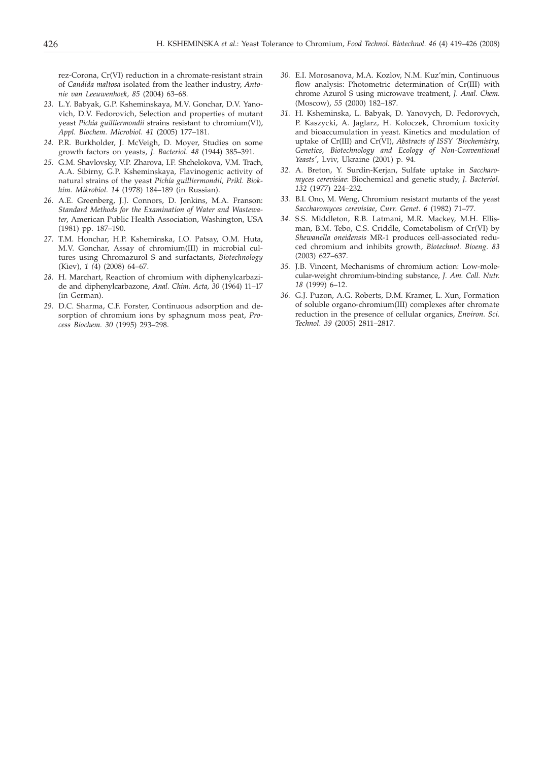rez-Corona, Cr(VI) reduction in a chromate-resistant strain of *Candida maltosa* isolated from the leather industry, *Antonie van Leeuwenhoek, 85* (2004) 63–68.

23. L.Y. Babyak, G.P. Ksheminskaya, M.V. Gonchar, D.V. Yanovich, D.V. Fedorovich, Selection and properties of mutant yeast *Pichia guilliermondii* strains resistant to chromium(VI), *Appl. Biochem. Microbiol. 41* (2005) 177–181.

24. P.R. Burkholder, J. McVeigh, D. Moyer, Studies on some growth factors on yeasts, *J. Bacteriol. 48* (1944) 385–391.

25. G.M. Shavlovsky, V.P. Zharova, I.F. Shchelokova, V.M. Trach, A.A. Sibirny, G.P. Ksheminskaya, Flavinogenic activity of natural strains of the yeast *Pichia guilliermondii, Prikl. Biokhim. Mikrobiol. 14* (1978) 184–189 (in Russian).

26. A.E. Greenberg, J.J. Connors, D. Jenkins, M.A. Franson: *Standard Methods for the Examination of Water and Wastewater*, American Public Health Association, Washington, USA (1981) pp. 187–190.

27. T.M. Honchar, H.P. Ksheminska, I.O. Patsay, O.M. Huta, M.V. Gonchar, Assay of chromium(III) in microbial cultures using Chromazurol S and surfactants, *Biotechnology* (Kiev), *1 (*4) (2008) 64–67.

28. H. Marchart, Reaction of chromium with diphenylcarbazide and diphenylcarbazone, *Anal. Chim. Acta, 30* (1964) 11–17 (in German).

29. D.C. Sharma, C.F. Forster, Continuous adsorption and desorption of chromium ions by sphagnum moss peat, *Process Biochem. 30* (1995) 293–298.

30. E.I. Morosanova, M.A. Kozlov, N.M. Kuz'min, Continuous flow analysis: Photometric determination of Cr(III) with chrome Azurol S using microwave treatment, *J. Anal. Chem.* (Moscow), *55* (2000) 182–187.

31. H. Ksheminska, L. Babyak, D. Yanovych, D. Fedorovych, P. Kaszycki, A. Jaglarz, H. Koloczek, Chromium toxicity and bioaccumulation in yeast. Kinetics and modulation of uptake of Cr(III) and Cr(VI), *Abstracts of ISSY 'Biochemistry, Genetics, Biotechnology and Ecology of Non-Conventional Yeasts'*, Lviv, Ukraine (2001) p. 94.

32. A. Breton, Y. Surdin-Kerjan, Sulfate uptake in *Saccharomyces cerevisiae*: Biochemical and genetic study, *J. Bacteriol. 132* (1977) 224–232.

33. B.I. Ono, M. Weng, Chromium resistant mutants of the yeast *Saccharomyces cerevisiae*, *Curr. Genet. 6* (1982) 71–77.

34. S.S. Middleton, R.B. Latmani, M.R. Mackey, M.H. Ellisman, B.M. Tebo, C.S. Criddle, Cometabolism of Cr(VI) by *Shewanella oneidensis* MR-1 produces cell-associated reduced chromium and inhibits growth, *Biotechnol. Bioeng. 83* (2003) 627–637.

35. J.B. Vincent, Mechanisms of chromium action: Low-molecular-weight chromium-binding substance, *J. Am. Coll. Nutr. 18* (1999) 6–12.

36. G.J. Puzon, A.G. Roberts, D.M. Kramer, L. Xun, Formation of soluble organo-chromium(III) complexes after chromate reduction in the presence of cellular organics, *Environ. Sci. Technol. 39* (2005) 2811–2817.